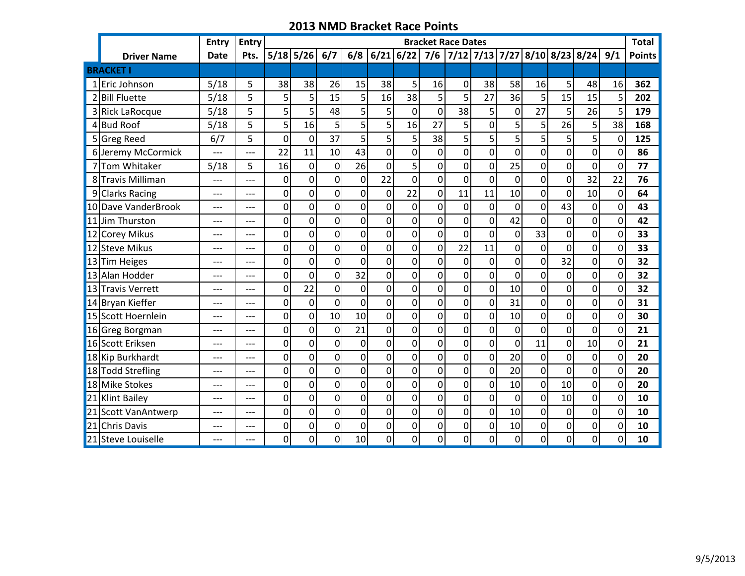# 2013 NMD Bracket Race Points

| | Driver Name | Entry Date | Entry Pts. | Bracket Race Dates | | | | | | | | | | | | | | Total Points |
|---|---|---|---|---|---|---|---|---|---|---|---|---|---|---|---|---|---|---|
| | | | | 5/18 | 5/26 | 6/7 | 6/8 | 6/21 | 6/22 | 7/6 | 7/12 | 7/13 | 7/27 | 8/10 | 8/23 | 8/24 | 9/1 | |
| **BRACKET I** | | | | | | | | | | | | | | | | | | |
| 1 | Eric Johnson | 5/18 | 5 | 38 | 38 | 26 | 15 | 38 | 5 | 16 | 0 | 38 | 58 | 16 | 5 | 48 | 16 | **362** |
| 2 | Bill Fluette | 5/18 | 5 | 5 | 5 | 15 | 5 | 16 | 38 | 5 | 5 | 27 | 36 | 5 | 15 | 15 | 5 | **202** |
| 3 | Rick LaRocque | 5/18 | 5 | 5 | 5 | 48 | 5 | 5 | 0 | 0 | 38 | 5 | 0 | 27 | 5 | 26 | 5 | **179** |
| 4 | Bud Roof | 5/18 | 5 | 5 | 16 | 5 | 5 | 5 | 16 | 27 | 5 | 0 | 5 | 5 | 26 | 5 | 38 | **168** |
| 5 | Greg Reed | 6/7 | 5 | 0 | 0 | 37 | 5 | 5 | 5 | 38 | 5 | 5 | 5 | 5 | 5 | 5 | 0 | **125** |
| 6 | Jeremy McCormick | --- | --- | 22 | 11 | 10 | 43 | 0 | 0 | 0 | 0 | 0 | 0 | 0 | 0 | 0 | 0 | **86** |
| 7 | Tom Whitaker | 5/18 | 5 | 16 | 0 | 0 | 26 | 0 | 5 | 0 | 0 | 0 | 25 | 0 | 0 | 0 | 0 | **77** |
| 8 | Travis Milliman | --- | --- | 0 | 0 | 0 | 0 | 22 | 0 | 0 | 0 | 0 | 0 | 0 | 0 | 32 | 22 | **76** |
| 9 | Clarks Racing | --- | --- | 0 | 0 | 0 | 0 | 0 | 22 | 0 | 11 | 11 | 10 | 0 | 0 | 10 | 0 | **64** |
| 10 | Dave VanderBrook | --- | --- | 0 | 0 | 0 | 0 | 0 | 0 | 0 | 0 | 0 | 0 | 0 | 43 | 0 | 0 | **43** |
| 11 | Jim Thurston | --- | --- | 0 | 0 | 0 | 0 | 0 | 0 | 0 | 0 | 0 | 42 | 0 | 0 | 0 | 0 | **42** |
| 12 | Corey Mikus | --- | --- | 0 | 0 | 0 | 0 | 0 | 0 | 0 | 0 | 0 | 0 | 33 | 0 | 0 | 0 | **33** |
| 12 | Steve Mikus | --- | --- | 0 | 0 | 0 | 0 | 0 | 0 | 0 | 22 | 11 | 0 | 0 | 0 | 0 | 0 | **33** |
| 13 | Tim Heiges | --- | --- | 0 | 0 | 0 | 0 | 0 | 0 | 0 | 0 | 0 | 0 | 0 | 32 | 0 | 0 | **32** |
| 13 | Alan Hodder | --- | --- | 0 | 0 | 0 | 32 | 0 | 0 | 0 | 0 | 0 | 0 | 0 | 0 | 0 | 0 | **32** |
| 13 | Travis Verrett | --- | --- | 0 | 22 | 0 | 0 | 0 | 0 | 0 | 0 | 0 | 10 | 0 | 0 | 0 | 0 | **32** |
| 14 | Bryan Kieffer | --- | --- | 0 | 0 | 0 | 0 | 0 | 0 | 0 | 0 | 0 | 31 | 0 | 0 | 0 | 0 | **31** |
| 15 | Scott Hoernlein | --- | --- | 0 | 0 | 10 | 10 | 0 | 0 | 0 | 0 | 0 | 10 | 0 | 0 | 0 | 0 | **30** |
| 16 | Greg Borgman | --- | --- | 0 | 0 | 0 | 21 | 0 | 0 | 0 | 0 | 0 | 0 | 0 | 0 | 0 | 0 | **21** |
| 16 | Scott Eriksen | --- | --- | 0 | 0 | 0 | 0 | 0 | 0 | 0 | 0 | 0 | 0 | 11 | 0 | 10 | 0 | **21** |
| 18 | Kip Burkhardt | --- | --- | 0 | 0 | 0 | 0 | 0 | 0 | 0 | 0 | 0 | 20 | 0 | 0 | 0 | 0 | **20** |
| 18 | Todd Strefling | --- | --- | 0 | 0 | 0 | 0 | 0 | 0 | 0 | 0 | 0 | 20 | 0 | 0 | 0 | 0 | **20** |
| 18 | Mike Stokes | --- | --- | 0 | 0 | 0 | 0 | 0 | 0 | 0 | 0 | 0 | 10 | 0 | 10 | 0 | 0 | **20** |
| 21 | Klint Bailey | --- | --- | 0 | 0 | 0 | 0 | 0 | 0 | 0 | 0 | 0 | 0 | 0 | 10 | 0 | 0 | **10** |
| 21 | Scott VanAntwerp | --- | --- | 0 | 0 | 0 | 0 | 0 | 0 | 0 | 0 | 0 | 10 | 0 | 0 | 0 | 0 | **10** |
| 21 | Chris Davis | --- | --- | 0 | 0 | 0 | 0 | 0 | 0 | 0 | 0 | 0 | 10 | 0 | 0 | 0 | 0 | **10** |
| 21 | Steve Louiselle | --- | --- | 0 | 0 | 0 | 10 | 0 | 0 | 0 | 0 | 0 | 0 | 0 | 0 | 0 | 0 | **10** |

9/5/2013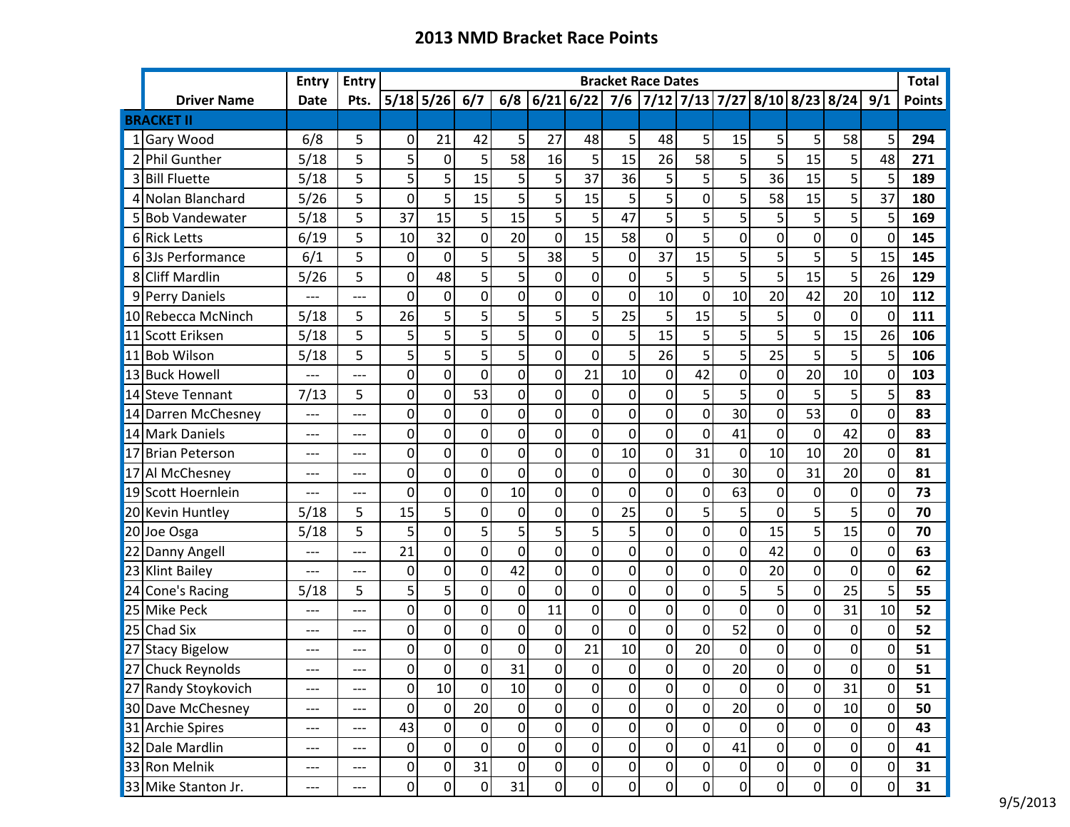# 2013 NMD Bracket Race Points

| | Driver Name | Entry Date | Entry Pts. | Bracket Race Dates | | | | | | | | | | | | | | Total Points |
|---|---|---|---|---|---|---|---|---|---|---|---|---|---|---|---|---|---|---|
| | | | | 5/18 | 5/26 | 6/7 | 6/8 | 6/21 | 6/22 | 7/6 | 7/12 | 7/13 | 7/27 | 8/10 | 8/23 | 8/24 | 9/1 | |
| **BRACKET II** | | | | | | | | | | | | | | | | | | |
| 1 | Gary Wood | 6/8 | 5 | 0 | 21 | 42 | 5 | 27 | 48 | 5 | 48 | 5 | 15 | 5 | 5 | 58 | 5 | **294** |
| 2 | Phil Gunther | 5/18 | 5 | 5 | 0 | 5 | 58 | 16 | 5 | 15 | 26 | 58 | 5 | 5 | 15 | 5 | 48 | **271** |
| 3 | Bill Fluette | 5/18 | 5 | 5 | 5 | 15 | 5 | 5 | 37 | 36 | 5 | 5 | 5 | 36 | 15 | 5 | 5 | **189** |
| 4 | Nolan Blanchard | 5/26 | 5 | 0 | 5 | 15 | 5 | 5 | 15 | 5 | 5 | 0 | 5 | 58 | 15 | 5 | 37 | **180** |
| 5 | Bob Vandewater | 5/18 | 5 | 37 | 15 | 5 | 15 | 5 | 5 | 47 | 5 | 5 | 5 | 5 | 5 | 5 | 5 | **169** |
| 6 | Rick Letts | 6/19 | 5 | 10 | 32 | 0 | 20 | 0 | 15 | 58 | 0 | 5 | 0 | 0 | 0 | 0 | 0 | **145** |
| 6 | 3Js Performance | 6/1 | 5 | 0 | 0 | 5 | 5 | 38 | 5 | 0 | 37 | 15 | 5 | 5 | 5 | 5 | 15 | **145** |
| 8 | Cliff Mardlin | 5/26 | 5 | 0 | 48 | 5 | 5 | 0 | 0 | 0 | 5 | 5 | 5 | 5 | 15 | 5 | 26 | **129** |
| 9 | Perry Daniels | --- | --- | 0 | 0 | 0 | 0 | 0 | 0 | 0 | 10 | 0 | 10 | 20 | 42 | 20 | 10 | **112** |
| 10 | Rebecca McNinch | 5/18 | 5 | 26 | 5 | 5 | 5 | 5 | 5 | 25 | 5 | 15 | 5 | 5 | 0 | 0 | 0 | **111** |
| 11 | Scott Eriksen | 5/18 | 5 | 5 | 5 | 5 | 5 | 0 | 0 | 5 | 15 | 5 | 5 | 5 | 5 | 15 | 26 | **106** |
| 11 | Bob Wilson | 5/18 | 5 | 5 | 5 | 5 | 5 | 0 | 0 | 5 | 26 | 5 | 5 | 25 | 5 | 5 | 5 | **106** |
| 13 | Buck Howell | --- | --- | 0 | 0 | 0 | 0 | 0 | 21 | 10 | 0 | 42 | 0 | 0 | 20 | 10 | 0 | **103** |
| 14 | Steve Tennant | 7/13 | 5 | 0 | 0 | 53 | 0 | 0 | 0 | 0 | 0 | 5 | 5 | 0 | 5 | 5 | 5 | **83** |
| 14 | Darren McChesney | --- | --- | 0 | 0 | 0 | 0 | 0 | 0 | 0 | 0 | 0 | 30 | 0 | 53 | 0 | 0 | **83** |
| 14 | Mark Daniels | --- | --- | 0 | 0 | 0 | 0 | 0 | 0 | 0 | 0 | 0 | 41 | 0 | 0 | 42 | 0 | **83** |
| 17 | Brian Peterson | --- | --- | 0 | 0 | 0 | 0 | 0 | 0 | 10 | 0 | 31 | 0 | 10 | 10 | 20 | 0 | **81** |
| 17 | Al McChesney | --- | --- | 0 | 0 | 0 | 0 | 0 | 0 | 0 | 0 | 0 | 30 | 0 | 31 | 20 | 0 | **81** |
| 19 | Scott Hoernlein | --- | --- | 0 | 0 | 0 | 10 | 0 | 0 | 0 | 0 | 0 | 63 | 0 | 0 | 0 | 0 | **73** |
| 20 | Kevin Huntley | 5/18 | 5 | 15 | 5 | 0 | 0 | 0 | 0 | 25 | 0 | 5 | 5 | 0 | 5 | 5 | 0 | **70** |
| 20 | Joe Osga | 5/18 | 5 | 5 | 0 | 5 | 5 | 5 | 5 | 5 | 0 | 0 | 0 | 15 | 5 | 15 | 0 | **70** |
| 22 | Danny Angell | --- | --- | 21 | 0 | 0 | 0 | 0 | 0 | 0 | 0 | 0 | 0 | 42 | 0 | 0 | 0 | **63** |
| 23 | Klint Bailey | --- | --- | 0 | 0 | 0 | 42 | 0 | 0 | 0 | 0 | 0 | 0 | 20 | 0 | 0 | 0 | **62** |
| 24 | Cone's Racing | 5/18 | 5 | 5 | 5 | 0 | 0 | 0 | 0 | 0 | 0 | 0 | 5 | 5 | 0 | 25 | 5 | **55** |
| 25 | Mike Peck | --- | --- | 0 | 0 | 0 | 0 | 11 | 0 | 0 | 0 | 0 | 0 | 0 | 0 | 31 | 10 | **52** |
| 25 | Chad Six | --- | --- | 0 | 0 | 0 | 0 | 0 | 0 | 0 | 0 | 0 | 52 | 0 | 0 | 0 | 0 | **52** |
| 27 | Stacy Bigelow | --- | --- | 0 | 0 | 0 | 0 | 0 | 21 | 10 | 0 | 20 | 0 | 0 | 0 | 0 | 0 | **51** |
| 27 | Chuck Reynolds | --- | --- | 0 | 0 | 0 | 31 | 0 | 0 | 0 | 0 | 0 | 20 | 0 | 0 | 0 | 0 | **51** |
| 27 | Randy Stoykovich | --- | --- | 0 | 10 | 0 | 10 | 0 | 0 | 0 | 0 | 0 | 0 | 0 | 0 | 31 | 0 | **51** |
| 30 | Dave McChesney | --- | --- | 0 | 0 | 20 | 0 | 0 | 0 | 0 | 0 | 0 | 20 | 0 | 0 | 10 | 0 | **50** |
| 31 | Archie Spires | --- | --- | 43 | 0 | 0 | 0 | 0 | 0 | 0 | 0 | 0 | 0 | 0 | 0 | 0 | 0 | **43** |
| 32 | Dale Mardlin | --- | --- | 0 | 0 | 0 | 0 | 0 | 0 | 0 | 0 | 0 | 41 | 0 | 0 | 0 | 0 | **41** |
| 33 | Ron Melnik | --- | --- | 0 | 0 | 31 | 0 | 0 | 0 | 0 | 0 | 0 | 0 | 0 | 0 | 0 | 0 | **31** |
| 33 | Mike Stanton Jr. | --- | --- | 0 | 0 | 0 | 31 | 0 | 0 | 0 | 0 | 0 | 0 | 0 | 0 | 0 | 0 | **31** |

9/5/2013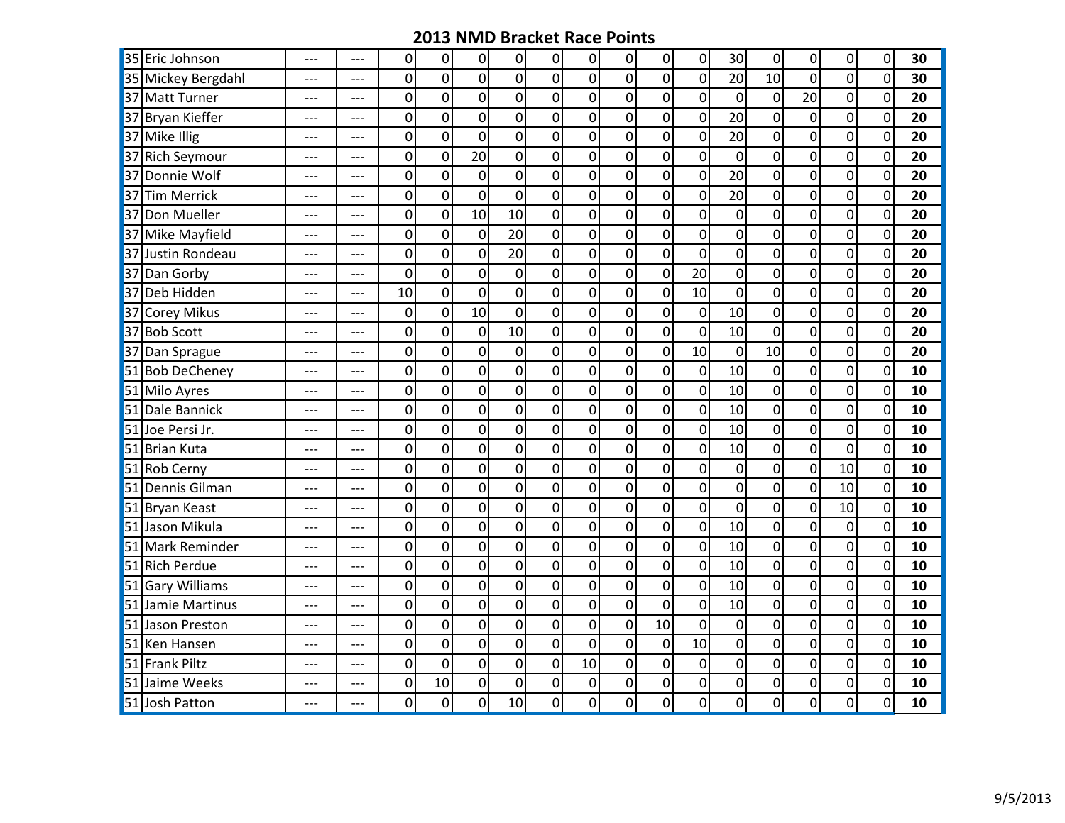# 2013 NMD Bracket Race Points

| | | | | | | | | | | | | | | | | | | | |
|---|---|---|---|---|---|---|---|---|---|---|---|---|---|---|---|---|---|---|---|
| 35 | Eric Johnson | --- | --- | 0 | 0 | 0 | 0 | 0 | 0 | 0 | 0 | 0 | 30 | 0 | 0 | 0 | 0 | **30** |
| 35 | Mickey Bergdahl | --- | --- | 0 | 0 | 0 | 0 | 0 | 0 | 0 | 0 | 0 | 20 | 10 | 0 | 0 | 0 | **30** |
| 37 | Matt Turner | --- | --- | 0 | 0 | 0 | 0 | 0 | 0 | 0 | 0 | 0 | 0 | 0 | 20 | 0 | 0 | **20** |
| 37 | Bryan Kieffer | --- | --- | 0 | 0 | 0 | 0 | 0 | 0 | 0 | 0 | 0 | 20 | 0 | 0 | 0 | 0 | **20** |
| 37 | Mike Illig | --- | --- | 0 | 0 | 0 | 0 | 0 | 0 | 0 | 0 | 0 | 20 | 0 | 0 | 0 | 0 | **20** |
| 37 | Rich Seymour | --- | --- | 0 | 0 | 20 | 0 | 0 | 0 | 0 | 0 | 0 | 0 | 0 | 0 | 0 | 0 | **20** |
| 37 | Donnie Wolf | --- | --- | 0 | 0 | 0 | 0 | 0 | 0 | 0 | 0 | 0 | 20 | 0 | 0 | 0 | 0 | **20** |
| 37 | Tim Merrick | --- | --- | 0 | 0 | 0 | 0 | 0 | 0 | 0 | 0 | 0 | 20 | 0 | 0 | 0 | 0 | **20** |
| 37 | Don Mueller | --- | --- | 0 | 0 | 10 | 10 | 0 | 0 | 0 | 0 | 0 | 0 | 0 | 0 | 0 | 0 | **20** |
| 37 | Mike Mayfield | --- | --- | 0 | 0 | 0 | 20 | 0 | 0 | 0 | 0 | 0 | 0 | 0 | 0 | 0 | 0 | **20** |
| 37 | Justin Rondeau | --- | --- | 0 | 0 | 0 | 20 | 0 | 0 | 0 | 0 | 0 | 0 | 0 | 0 | 0 | 0 | **20** |
| 37 | Dan Gorby | --- | --- | 0 | 0 | 0 | 0 | 0 | 0 | 0 | 0 | 20 | 0 | 0 | 0 | 0 | 0 | **20** |
| 37 | Deb Hidden | --- | --- | 10 | 0 | 0 | 0 | 0 | 0 | 0 | 0 | 10 | 0 | 0 | 0 | 0 | 0 | **20** |
| 37 | Corey Mikus | --- | --- | 0 | 0 | 10 | 0 | 0 | 0 | 0 | 0 | 0 | 10 | 0 | 0 | 0 | 0 | **20** |
| 37 | Bob Scott | --- | --- | 0 | 0 | 0 | 10 | 0 | 0 | 0 | 0 | 0 | 10 | 0 | 0 | 0 | 0 | **20** |
| 37 | Dan Sprague | --- | --- | 0 | 0 | 0 | 0 | 0 | 0 | 0 | 0 | 10 | 0 | 10 | 0 | 0 | 0 | **20** |
| 51 | Bob DeCheney | --- | --- | 0 | 0 | 0 | 0 | 0 | 0 | 0 | 0 | 0 | 10 | 0 | 0 | 0 | 0 | **10** |
| 51 | Milo Ayres | --- | --- | 0 | 0 | 0 | 0 | 0 | 0 | 0 | 0 | 0 | 10 | 0 | 0 | 0 | 0 | **10** |
| 51 | Dale Bannick | --- | --- | 0 | 0 | 0 | 0 | 0 | 0 | 0 | 0 | 0 | 10 | 0 | 0 | 0 | 0 | **10** |
| 51 | Joe Persi Jr. | --- | --- | 0 | 0 | 0 | 0 | 0 | 0 | 0 | 0 | 0 | 10 | 0 | 0 | 0 | 0 | **10** |
| 51 | Brian Kuta | --- | --- | 0 | 0 | 0 | 0 | 0 | 0 | 0 | 0 | 0 | 10 | 0 | 0 | 0 | 0 | **10** |
| 51 | Rob Cerny | --- | --- | 0 | 0 | 0 | 0 | 0 | 0 | 0 | 0 | 0 | 0 | 0 | 0 | 10 | 0 | **10** |
| 51 | Dennis Gilman | --- | --- | 0 | 0 | 0 | 0 | 0 | 0 | 0 | 0 | 0 | 0 | 0 | 0 | 10 | 0 | **10** |
| 51 | Bryan Keast | --- | --- | 0 | 0 | 0 | 0 | 0 | 0 | 0 | 0 | 0 | 0 | 0 | 0 | 10 | 0 | **10** |
| 51 | Jason Mikula | --- | --- | 0 | 0 | 0 | 0 | 0 | 0 | 0 | 0 | 0 | 10 | 0 | 0 | 0 | 0 | **10** |
| 51 | Mark Reminder | --- | --- | 0 | 0 | 0 | 0 | 0 | 0 | 0 | 0 | 0 | 10 | 0 | 0 | 0 | 0 | **10** |
| 51 | Rich Perdue | --- | --- | 0 | 0 | 0 | 0 | 0 | 0 | 0 | 0 | 0 | 10 | 0 | 0 | 0 | 0 | **10** |
| 51 | Gary Williams | --- | --- | 0 | 0 | 0 | 0 | 0 | 0 | 0 | 0 | 0 | 10 | 0 | 0 | 0 | 0 | **10** |
| 51 | Jamie Martinus | --- | --- | 0 | 0 | 0 | 0 | 0 | 0 | 0 | 0 | 0 | 10 | 0 | 0 | 0 | 0 | **10** |
| 51 | Jason Preston | --- | --- | 0 | 0 | 0 | 0 | 0 | 0 | 0 | 10 | 0 | 0 | 0 | 0 | 0 | 0 | **10** |
| 51 | Ken Hansen | --- | --- | 0 | 0 | 0 | 0 | 0 | 0 | 0 | 0 | 10 | 0 | 0 | 0 | 0 | 0 | **10** |
| 51 | Frank Piltz | --- | --- | 0 | 0 | 0 | 0 | 0 | 10 | 0 | 0 | 0 | 0 | 0 | 0 | 0 | 0 | **10** |
| 51 | Jaime Weeks | --- | --- | 0 | 10 | 0 | 0 | 0 | 0 | 0 | 0 | 0 | 0 | 0 | 0 | 0 | 0 | **10** |
| 51 | Josh Patton | --- | --- | 0 | 0 | 0 | 10 | 0 | 0 | 0 | 0 | 0 | 0 | 0 | 0 | 0 | 0 | **10** |

9/5/2013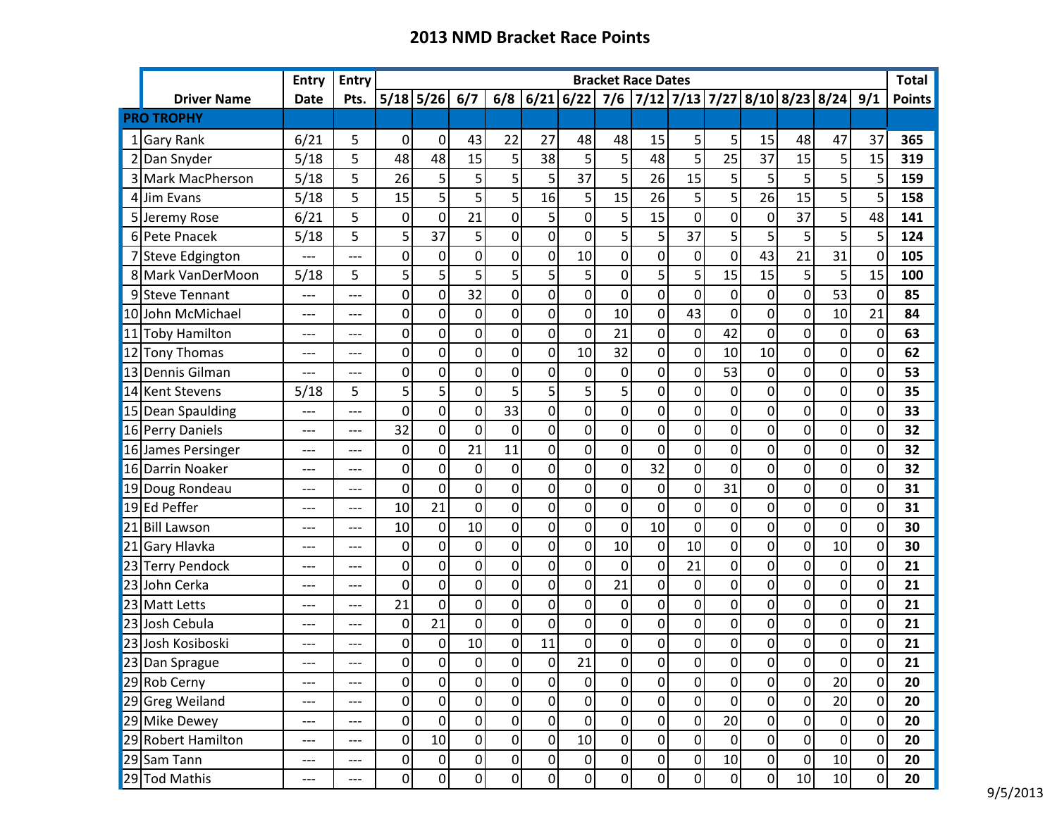# 2013 NMD Bracket Race Points

| | Driver Name | Entry Date | Entry Pts. | Bracket Race Dates | | | | | | | | | | | | | | Total Points |
|---|---|---|---|---|---|---|---|---|---|---|---|---|---|---|---|---|---|---|
| | | | | 5/18 | 5/26 | 6/7 | 6/8 | 6/21 | 6/22 | 7/6 | 7/12 | 7/13 | 7/27 | 8/10 | 8/23 | 8/24 | 9/1 | |
| **PRO TROPHY** | | | | | | | | | | | | | | | | | | |
| 1 | Gary Rank | 6/21 | 5 | 0 | 0 | 43 | 22 | 27 | 48 | 48 | 15 | 5 | 5 | 15 | 48 | 47 | 37 | **365** |
| 2 | Dan Snyder | 5/18 | 5 | 48 | 48 | 15 | 5 | 38 | 5 | 5 | 48 | 5 | 25 | 37 | 15 | 5 | 15 | **319** |
| 3 | Mark MacPherson | 5/18 | 5 | 26 | 5 | 5 | 5 | 5 | 37 | 5 | 26 | 15 | 5 | 5 | 5 | 5 | 5 | **159** |
| 4 | Jim Evans | 5/18 | 5 | 15 | 5 | 5 | 5 | 16 | 5 | 15 | 26 | 5 | 5 | 26 | 15 | 5 | 5 | **158** |
| 5 | Jeremy Rose | 6/21 | 5 | 0 | 0 | 21 | 0 | 5 | 0 | 5 | 15 | 0 | 0 | 0 | 37 | 5 | 48 | **141** |
| 6 | Pete Pnacek | 5/18 | 5 | 5 | 37 | 5 | 0 | 0 | 0 | 5 | 5 | 37 | 5 | 5 | 5 | 5 | 5 | **124** |
| 7 | Steve Edgington | --- | --- | 0 | 0 | 0 | 0 | 0 | 10 | 0 | 0 | 0 | 0 | 43 | 21 | 31 | 0 | **105** |
| 8 | Mark VanDerMoon | 5/18 | 5 | 5 | 5 | 5 | 5 | 5 | 5 | 0 | 5 | 5 | 15 | 15 | 5 | 5 | 15 | **100** |
| 9 | Steve Tennant | --- | --- | 0 | 0 | 32 | 0 | 0 | 0 | 0 | 0 | 0 | 0 | 0 | 0 | 53 | 0 | **85** |
| 10 | John McMichael | --- | --- | 0 | 0 | 0 | 0 | 0 | 0 | 10 | 0 | 43 | 0 | 0 | 0 | 10 | 21 | **84** |
| 11 | Toby Hamilton | --- | --- | 0 | 0 | 0 | 0 | 0 | 0 | 21 | 0 | 0 | 42 | 0 | 0 | 0 | 0 | **63** |
| 12 | Tony Thomas | --- | --- | 0 | 0 | 0 | 0 | 0 | 10 | 32 | 0 | 0 | 10 | 10 | 0 | 0 | 0 | **62** |
| 13 | Dennis Gilman | --- | --- | 0 | 0 | 0 | 0 | 0 | 0 | 0 | 0 | 0 | 53 | 0 | 0 | 0 | 0 | **53** |
| 14 | Kent Stevens | 5/18 | 5 | 5 | 5 | 0 | 5 | 5 | 5 | 5 | 0 | 0 | 0 | 0 | 0 | 0 | 0 | **35** |
| 15 | Dean Spaulding | --- | --- | 0 | 0 | 0 | 33 | 0 | 0 | 0 | 0 | 0 | 0 | 0 | 0 | 0 | 0 | **33** |
| 16 | Perry Daniels | --- | --- | 32 | 0 | 0 | 0 | 0 | 0 | 0 | 0 | 0 | 0 | 0 | 0 | 0 | 0 | **32** |
| 16 | James Persinger | --- | --- | 0 | 0 | 21 | 11 | 0 | 0 | 0 | 0 | 0 | 0 | 0 | 0 | 0 | 0 | **32** |
| 16 | Darrin Noaker | --- | --- | 0 | 0 | 0 | 0 | 0 | 0 | 0 | 32 | 0 | 0 | 0 | 0 | 0 | 0 | **32** |
| 19 | Doug Rondeau | --- | --- | 0 | 0 | 0 | 0 | 0 | 0 | 0 | 0 | 0 | 31 | 0 | 0 | 0 | 0 | **31** |
| 19 | Ed Peffer | --- | --- | 10 | 21 | 0 | 0 | 0 | 0 | 0 | 0 | 0 | 0 | 0 | 0 | 0 | 0 | **31** |
| 21 | Bill Lawson | --- | --- | 10 | 0 | 10 | 0 | 0 | 0 | 0 | 10 | 0 | 0 | 0 | 0 | 0 | 0 | **30** |
| 21 | Gary Hlavka | --- | --- | 0 | 0 | 0 | 0 | 0 | 0 | 10 | 0 | 10 | 0 | 0 | 0 | 10 | 0 | **30** |
| 23 | Terry Pendock | --- | --- | 0 | 0 | 0 | 0 | 0 | 0 | 0 | 0 | 21 | 0 | 0 | 0 | 0 | 0 | **21** |
| 23 | John Cerka | --- | --- | 0 | 0 | 0 | 0 | 0 | 0 | 21 | 0 | 0 | 0 | 0 | 0 | 0 | 0 | **21** |
| 23 | Matt Letts | --- | --- | 21 | 0 | 0 | 0 | 0 | 0 | 0 | 0 | 0 | 0 | 0 | 0 | 0 | 0 | **21** |
| 23 | Josh Cebula | --- | --- | 0 | 21 | 0 | 0 | 0 | 0 | 0 | 0 | 0 | 0 | 0 | 0 | 0 | 0 | **21** |
| 23 | Josh Kosiboski | --- | --- | 0 | 0 | 10 | 0 | 11 | 0 | 0 | 0 | 0 | 0 | 0 | 0 | 0 | 0 | **21** |
| 23 | Dan Sprague | --- | --- | 0 | 0 | 0 | 0 | 0 | 21 | 0 | 0 | 0 | 0 | 0 | 0 | 0 | 0 | **21** |
| 29 | Rob Cerny | --- | --- | 0 | 0 | 0 | 0 | 0 | 0 | 0 | 0 | 0 | 0 | 0 | 0 | 20 | 0 | **20** |
| 29 | Greg Weiland | --- | --- | 0 | 0 | 0 | 0 | 0 | 0 | 0 | 0 | 0 | 0 | 0 | 0 | 20 | 0 | **20** |
| 29 | Mike Dewey | --- | --- | 0 | 0 | 0 | 0 | 0 | 0 | 0 | 0 | 0 | 20 | 0 | 0 | 0 | 0 | **20** |
| 29 | Robert Hamilton | --- | --- | 0 | 10 | 0 | 0 | 0 | 10 | 0 | 0 | 0 | 0 | 0 | 0 | 0 | 0 | **20** |
| 29 | Sam Tann | --- | --- | 0 | 0 | 0 | 0 | 0 | 0 | 0 | 0 | 0 | 10 | 0 | 0 | 10 | 0 | **20** |
| 29 | Tod Mathis | --- | --- | 0 | 0 | 0 | 0 | 0 | 0 | 0 | 0 | 0 | 0 | 0 | 10 | 10 | 0 | **20** |

9/5/2013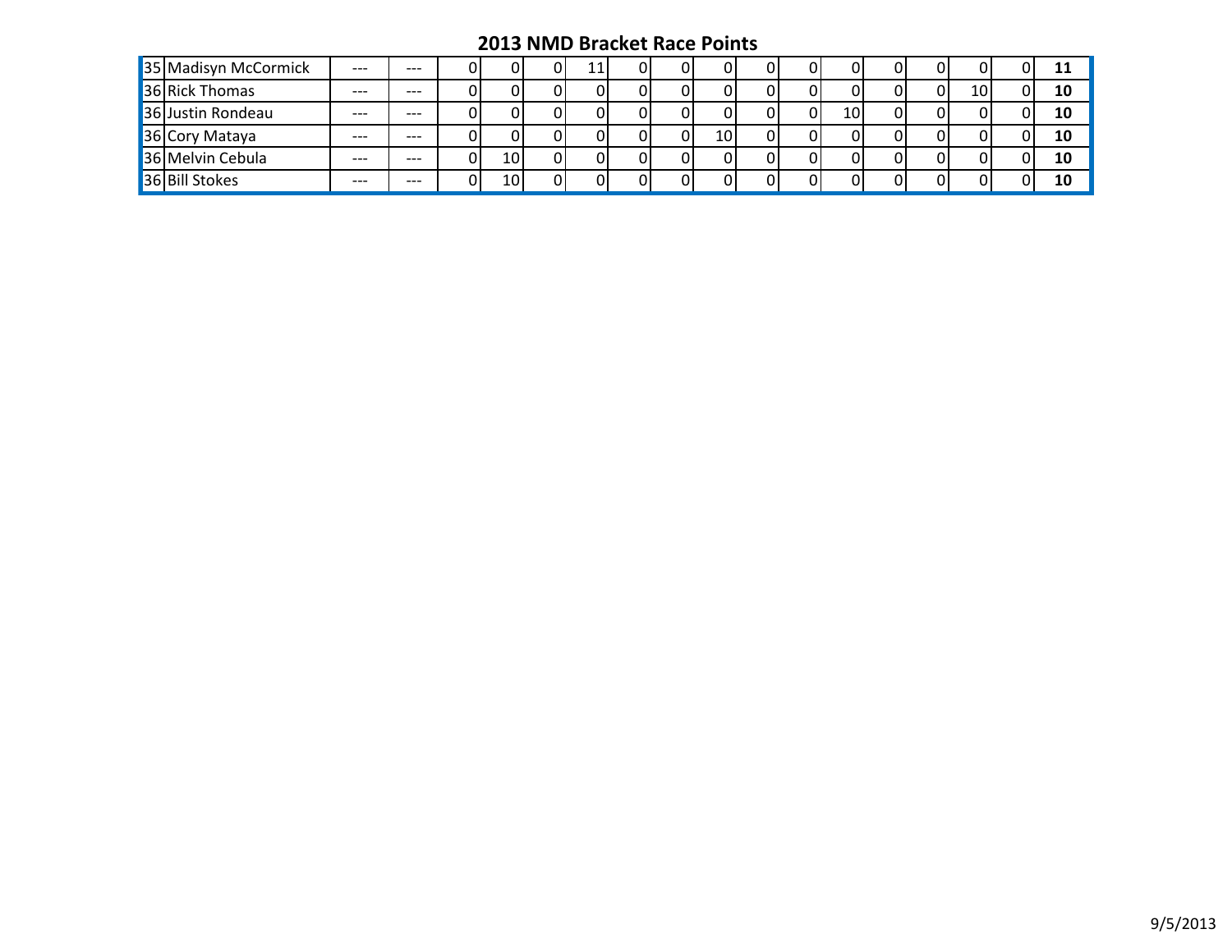# 2013 NMD Bracket Race Points

| | | | | | | | | | | | | | | | | | | | | |
|---|---|---|---|---|---|---|---|---|---|---|---|---|---|---|---|---|---|---|---|---|
| 35 | Madisyn McCormick | --- | --- | 0 | 0 | 0 | 11 | 0 | 0 | 0 | 0 | 0 | 0 | 0 | 0 | 0 | 0 | **11** |
| 36 | Rick Thomas | --- | --- | 0 | 0 | 0 | 0 | 0 | 0 | 0 | 0 | 0 | 0 | 0 | 0 | 10 | 0 | **10** |
| 36 | Justin Rondeau | --- | --- | 0 | 0 | 0 | 0 | 0 | 0 | 0 | 0 | 0 | 10 | 0 | 0 | 0 | 0 | **10** |
| 36 | Cory Mataya | --- | --- | 0 | 0 | 0 | 0 | 0 | 0 | 10 | 0 | 0 | 0 | 0 | 0 | 0 | 0 | **10** |
| 36 | Melvin Cebula | --- | --- | 0 | 10 | 0 | 0 | 0 | 0 | 0 | 0 | 0 | 0 | 0 | 0 | 0 | 0 | **10** |
| 36 | Bill Stokes | --- | --- | 0 | 10 | 0 | 0 | 0 | 0 | 0 | 0 | 0 | 0 | 0 | 0 | 0 | 0 | **10** |

9/5/2013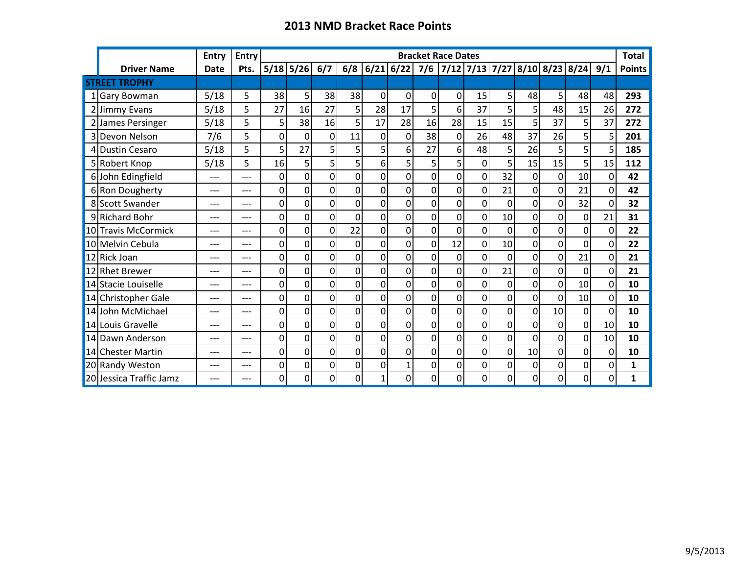# 2013 NMD Bracket Race Points

| | Driver Name | Entry Date | Entry Pts. | Bracket Race Dates | | | | | | | | | | | | | | Total Points |
|---|---|---|---|---|---|---|---|---|---|---|---|---|---|---|---|---|---|---|
| | | | | 5/18 | 5/26 | 6/7 | 6/8 | 6/21 | 6/22 | 7/6 | 7/12 | 7/13 | 7/27 | 8/10 | 8/23 | 8/24 | 9/1 | |
| **STREET TROPHY** | | | | | | | | | | | | | | | | | | |
| 1 | Gary Bowman | 5/18 | 5 | 38 | 5 | 38 | 38 | 0 | 0 | 0 | 0 | 15 | 5 | 48 | 5 | 48 | 48 | **293** |
| 2 | Jimmy Evans | 5/18 | 5 | 27 | 16 | 27 | 5 | 28 | 17 | 5 | 6 | 37 | 5 | 5 | 48 | 15 | 26 | **272** |
| 2 | James Persinger | 5/18 | 5 | 5 | 38 | 16 | 5 | 17 | 28 | 16 | 28 | 15 | 15 | 5 | 37 | 5 | 37 | **272** |
| 3 | Devon Nelson | 7/6 | 5 | 0 | 0 | 0 | 11 | 0 | 0 | 38 | 0 | 26 | 48 | 37 | 26 | 5 | 5 | **201** |
| 4 | Dustin Cesaro | 5/18 | 5 | 5 | 27 | 5 | 5 | 5 | 6 | 27 | 6 | 48 | 5 | 26 | 5 | 5 | 5 | **185** |
| 5 | Robert Knop | 5/18 | 5 | 16 | 5 | 5 | 5 | 6 | 5 | 5 | 5 | 0 | 5 | 15 | 15 | 5 | 15 | **112** |
| 6 | John Edingfield | --- | --- | 0 | 0 | 0 | 0 | 0 | 0 | 0 | 0 | 0 | 32 | 0 | 0 | 10 | 0 | **42** |
| 6 | Ron Dougherty | --- | --- | 0 | 0 | 0 | 0 | 0 | 0 | 0 | 0 | 0 | 21 | 0 | 0 | 21 | 0 | **42** |
| 8 | Scott Swander | --- | --- | 0 | 0 | 0 | 0 | 0 | 0 | 0 | 0 | 0 | 0 | 0 | 0 | 32 | 0 | **32** |
| 9 | Richard Bohr | --- | --- | 0 | 0 | 0 | 0 | 0 | 0 | 0 | 0 | 0 | 10 | 0 | 0 | 0 | 21 | **31** |
| 10 | Travis McCormick | --- | --- | 0 | 0 | 0 | 22 | 0 | 0 | 0 | 0 | 0 | 0 | 0 | 0 | 0 | 0 | **22** |
| 10 | Melvin Cebula | --- | --- | 0 | 0 | 0 | 0 | 0 | 0 | 0 | 12 | 0 | 10 | 0 | 0 | 0 | 0 | **22** |
| 12 | Rick Joan | --- | --- | 0 | 0 | 0 | 0 | 0 | 0 | 0 | 0 | 0 | 0 | 0 | 0 | 21 | 0 | **21** |
| 12 | Rhet Brewer | --- | --- | 0 | 0 | 0 | 0 | 0 | 0 | 0 | 0 | 0 | 21 | 0 | 0 | 0 | 0 | **21** |
| 14 | Stacie Louiselle | --- | --- | 0 | 0 | 0 | 0 | 0 | 0 | 0 | 0 | 0 | 0 | 0 | 0 | 10 | 0 | **10** |
| 14 | Christopher Gale | --- | --- | 0 | 0 | 0 | 0 | 0 | 0 | 0 | 0 | 0 | 0 | 0 | 0 | 10 | 0 | **10** |
| 14 | John McMichael | --- | --- | 0 | 0 | 0 | 0 | 0 | 0 | 0 | 0 | 0 | 0 | 0 | 10 | 0 | 0 | **10** |
| 14 | Louis Gravelle | --- | --- | 0 | 0 | 0 | 0 | 0 | 0 | 0 | 0 | 0 | 0 | 0 | 0 | 0 | 10 | **10** |
| 14 | Dawn Anderson | --- | --- | 0 | 0 | 0 | 0 | 0 | 0 | 0 | 0 | 0 | 0 | 0 | 0 | 0 | 10 | **10** |
| 14 | Chester Martin | --- | --- | 0 | 0 | 0 | 0 | 0 | 0 | 0 | 0 | 0 | 0 | 10 | 0 | 0 | 0 | **10** |
| 20 | Randy Weston | --- | --- | 0 | 0 | 0 | 0 | 0 | 1 | 0 | 0 | 0 | 0 | 0 | 0 | 0 | 0 | **1** |
| 20 | Jessica Traffic Jamz | --- | --- | 0 | 0 | 0 | 0 | 1 | 0 | 0 | 0 | 0 | 0 | 0 | 0 | 0 | 0 | **1** |

9/5/2013